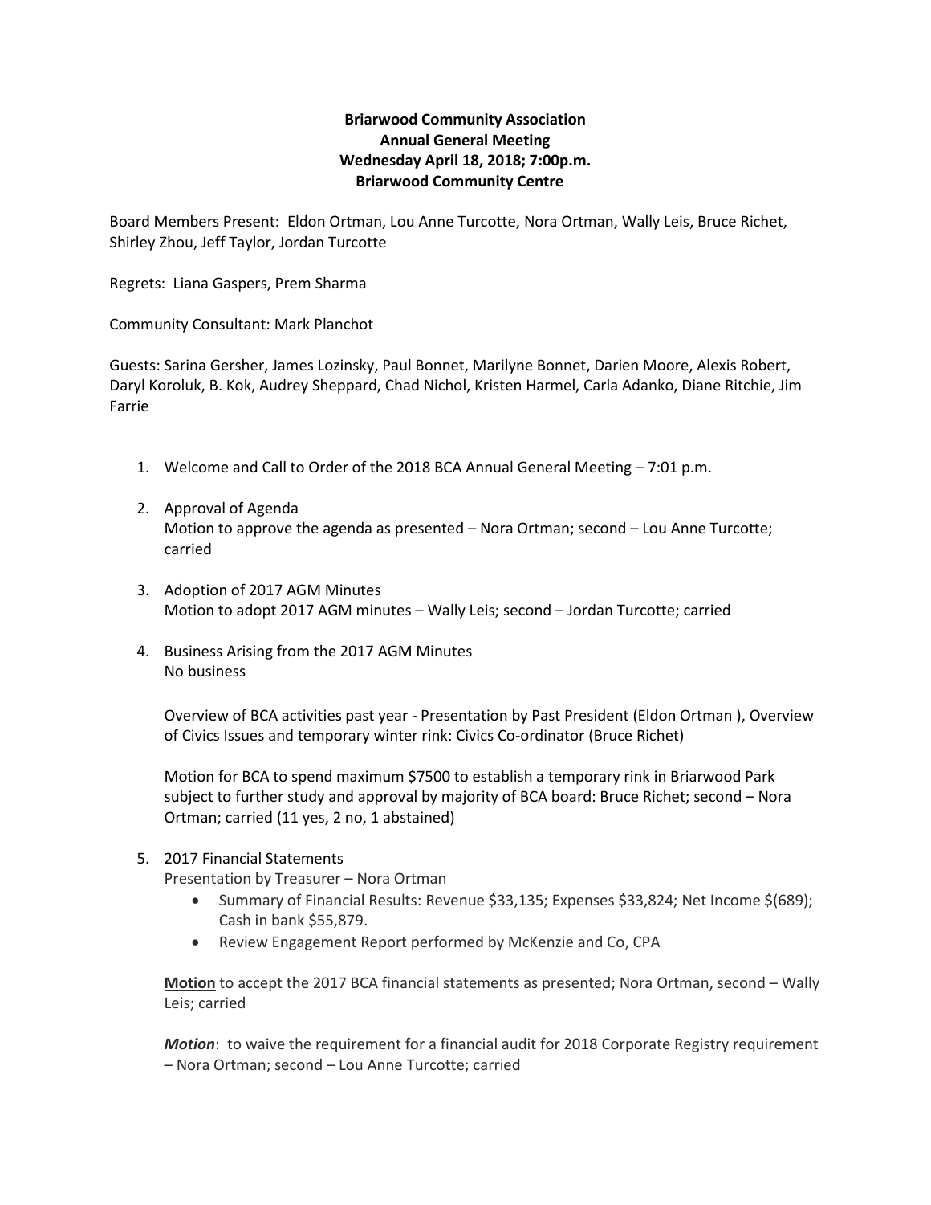**Briarwood Community Association**
**Annual General Meeting**
**Wednesday April 18, 2018; 7:00p.m.**
**Briarwood Community Centre**

Board Members Present: Eldon Ortman, Lou Anne Turcotte, Nora Ortman, Wally Leis, Bruce Richet, Shirley Zhou, Jeff Taylor, Jordan Turcotte

Regrets: Liana Gaspers, Prem Sharma

Community Consultant: Mark Planchot

Guests: Sarina Gersher, James Lozinsky, Paul Bonnet, Marilyne Bonnet, Darien Moore, Alexis Robert, Daryl Koroluk, B. Kok, Audrey Sheppard, Chad Nichol, Kristen Harmel, Carla Adanko, Diane Ritchie, Jim Farrie

1. Welcome and Call to Order of the 2018 BCA Annual General Meeting – 7:01 p.m.

2. Approval of Agenda
   Motion to approve the agenda as presented – Nora Ortman; second – Lou Anne Turcotte; carried

3. Adoption of 2017 AGM Minutes
   Motion to adopt 2017 AGM minutes – Wally Leis; second – Jordan Turcotte; carried

4. Business Arising from the 2017 AGM Minutes
   No business

   Overview of BCA activities past year - Presentation by Past President (Eldon Ortman ), Overview of Civics Issues and temporary winter rink: Civics Co-ordinator (Bruce Richet)

   Motion for BCA to spend maximum $7500 to establish a temporary rink in Briarwood Park subject to further study and approval by majority of BCA board: Bruce Richet; second – Nora Ortman; carried (11 yes, 2 no, 1 abstained)

5. 2017 Financial Statements
   Presentation by Treasurer – Nora Ortman
   - Summary of Financial Results: Revenue $33,135; Expenses $33,824; Net Income $(689); Cash in bank $55,879.
   - Review Engagement Report performed by McKenzie and Co, CPA

   **Motion** to accept the 2017 BCA financial statements as presented; Nora Ortman, second – Wally Leis; carried

   ***Motion***: to waive the requirement for a financial audit for 2018 Corporate Registry requirement – Nora Ortman; second – Lou Anne Turcotte; carried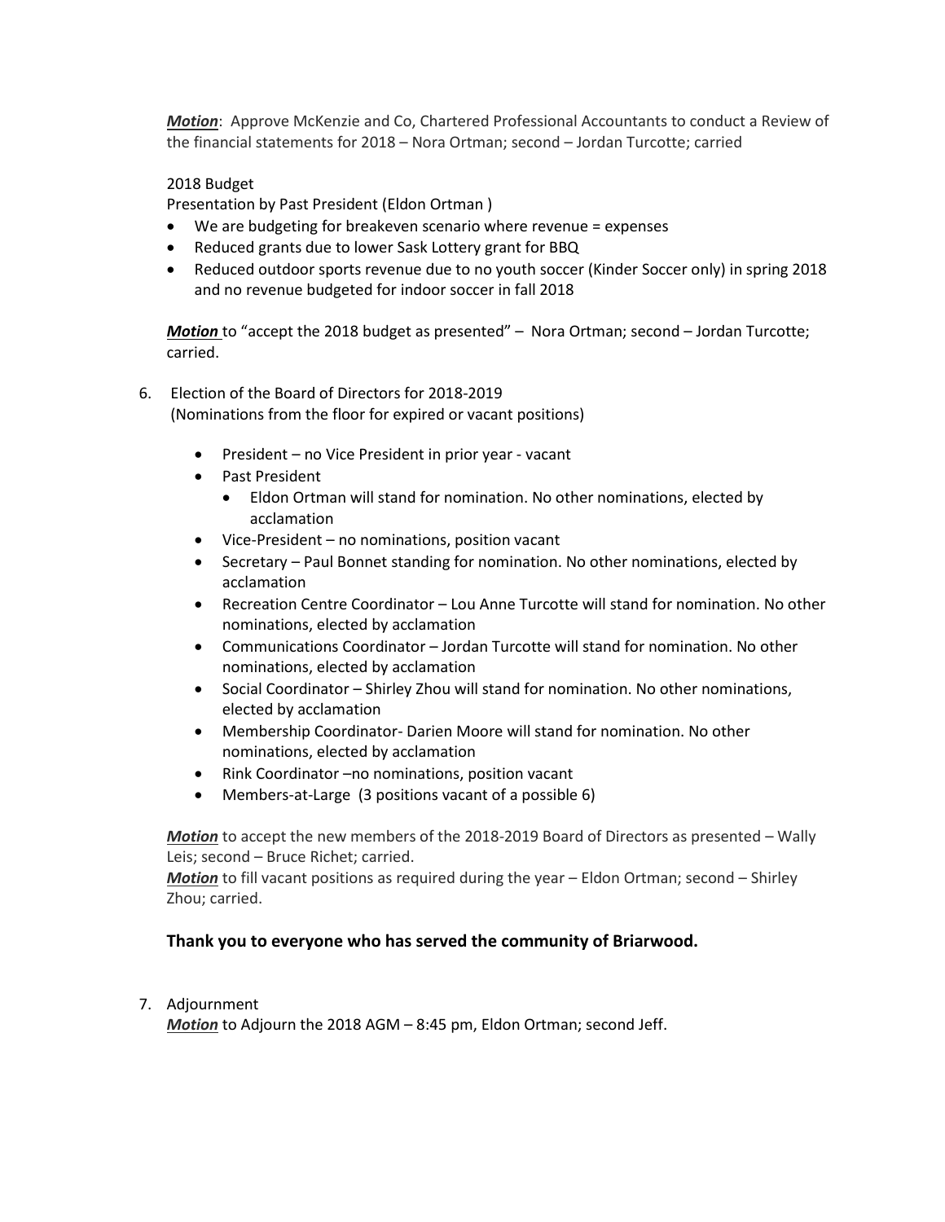***Motion***: Approve McKenzie and Co, Chartered Professional Accountants to conduct a Review of the financial statements for 2018 – Nora Ortman; second – Jordan Turcotte; carried

2018 Budget

Presentation by Past President (Eldon Ortman )

- We are budgeting for breakeven scenario where revenue = expenses
- Reduced grants due to lower Sask Lottery grant for BBQ
- Reduced outdoor sports revenue due to no youth soccer (Kinder Soccer only) in spring 2018 and no revenue budgeted for indoor soccer in fall 2018

***Motion*** to "accept the 2018 budget as presented" – Nora Ortman; second – Jordan Turcotte; carried.

6. Election of the Board of Directors for 2018-2019
   (Nominations from the floor for expired or vacant positions)

   - President – no Vice President in prior year - vacant
   - Past President
     - Eldon Ortman will stand for nomination. No other nominations, elected by acclamation
   - Vice-President – no nominations, position vacant
   - Secretary – Paul Bonnet standing for nomination. No other nominations, elected by acclamation
   - Recreation Centre Coordinator – Lou Anne Turcotte will stand for nomination. No other nominations, elected by acclamation
   - Communications Coordinator – Jordan Turcotte will stand for nomination. No other nominations, elected by acclamation
   - Social Coordinator – Shirley Zhou will stand for nomination. No other nominations, elected by acclamation
   - Membership Coordinator- Darien Moore will stand for nomination. No other nominations, elected by acclamation
   - Rink Coordinator –no nominations, position vacant
   - Members-at-Large (3 positions vacant of a possible 6)

   ***Motion*** to accept the new members of the 2018-2019 Board of Directors as presented – Wally Leis; second – Bruce Richet; carried.
   ***Motion*** to fill vacant positions as required during the year – Eldon Ortman; second – Shirley Zhou; carried.

   **Thank you to everyone who has served the community of Briarwood.**

7. Adjournment
   ***Motion*** to Adjourn the 2018 AGM – 8:45 pm, Eldon Ortman; second Jeff.